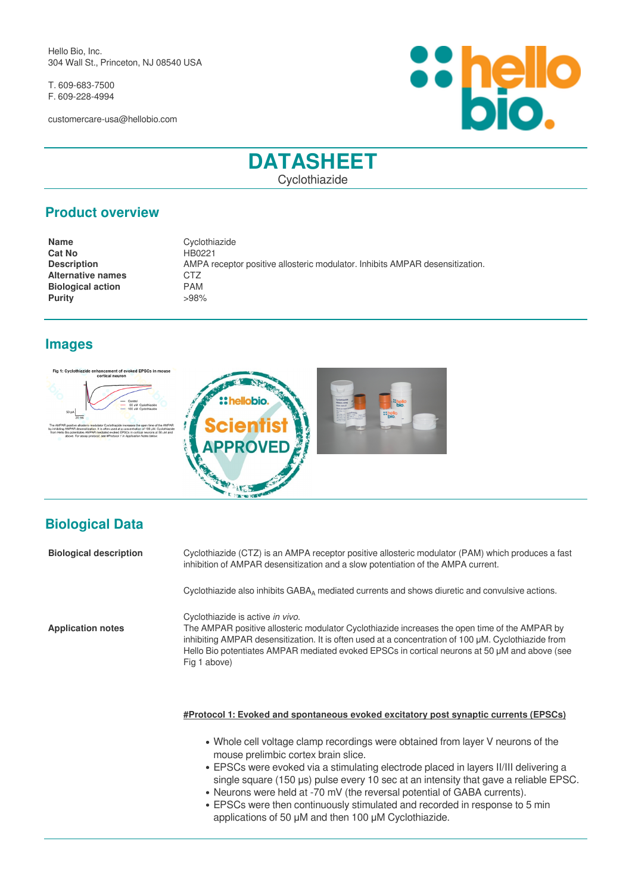Hello Bio, Inc.
304 Wall St., Princeton, NJ 08540 USA

T. 609-683-7500
F. 609-228-4994

customercare-usa@hellobio.com

# DATASHEET

Cyclothiazide

## Product overview

| | |
|---|---|
| **Name** | Cyclothiazide |
| **Cat No** | HB0221 |
| **Description** | AMPA receptor positive allosteric modulator. Inhibits AMPAR desensitization. |
| **Alternative names** | CTZ |
| **Biological action** | PAM |
| **Purity** | >98% |

## Images

## Biological Data

**Biological description**

Cyclothiazide (CTZ) is an AMPA receptor positive allosteric modulator (PAM) which produces a fast inhibition of AMPAR desensitization and a slow potentiation of the AMPA current.

Cyclothiazide also inhibits $GABA_A$ mediated currents and shows diuretic and convulsive actions.

Cyclothiazide is active *in vivo*.

**Application notes**

The AMPAR positive allosteric modulator Cyclothiazide increases the open time of the AMPAR by inhibiting AMPAR desensitization. It is often used at a concentration of 100 µM. Cyclothiazide from Hello Bio potentiates AMPAR mediated evoked EPSCs in cortical neurons at 50 µM and above (see Fig 1 above)

**#Protocol 1: Evoked and spontaneous evoked excitatory post synaptic currents (EPSCs)**

- Whole cell voltage clamp recordings were obtained from layer V neurons of the mouse prelimbic cortex brain slice.
- EPSCs were evoked via a stimulating electrode placed in layers II/III delivering a single square (150 µs) pulse every 10 sec at an intensity that gave a reliable EPSC.
- Neurons were held at -70 mV (the reversal potential of GABA currents).
- EPSCs were then continuously stimulated and recorded in response to 5 min applications of 50 µM and then 100 µM Cyclothiazide.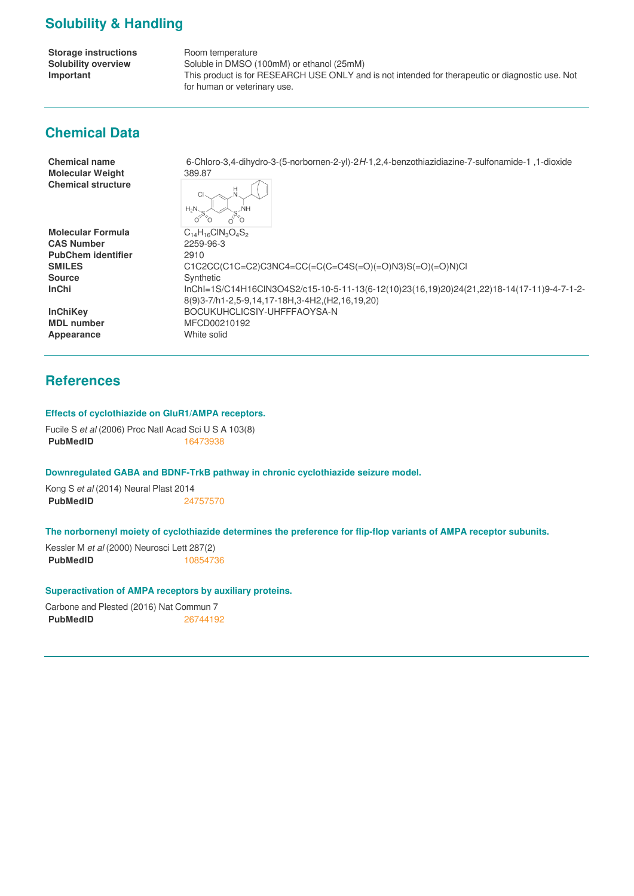## Solubility & Handling

| | |
|---|---|
| **Storage instructions** | Room temperature |
| **Solubility overview** | Soluble in DMSO (100mM) or ethanol (25mM) |
| **Important** | This product is for RESEARCH USE ONLY and is not intended for therapeutic or diagnostic use. Not for human or veterinary use. |

## Chemical Data

| | |
|---|---|
| **Chemical name** | 6-Chloro-3,4-dihydro-3-(5-norbornen-2-yl)-2*H*-1,2,4-benzothiadiazine-7-sulfonamide-1 ,1-dioxide |
| **Molecular Weight** | 389.87 |
| **Chemical structure** | |
| **Molecular Formula** | $C_{14}H_{16}ClN_3O_4S_2$ |
| **CAS Number** | 2259-96-3 |
| **PubChem identifier** | 2910 |
| **SMILES** | C1C2CC(C1C=C2)C3NC4=CC(=C(C=C4S(=O)(=O)N3)S(=O)(=O)N)Cl |
| **Source** | Synthetic |
| **InChi** | InChI=1S/C14H16ClN3O4S2/c15-10-5-11-13(6-12(10)23(16,19)20)24(21,22)18-14(17-11)9-4-7-1-2-8(9)3-7/h1-2,5-9,14,17-18H,3-4H2,(H2,16,19,20) |
| **InChiKey** | BOCUKUHCLICSIY-UHFFFAOYSA-N |
| **MDL number** | MFCD00210192 |
| **Appearance** | White solid |

## References

**Effects of cyclothiazide on GluR1/AMPA receptors.**

Fucile S *et al* (2006) Proc Natl Acad Sci U S A 103(8)
**PubMedID** 16473938

**Downregulated GABA and BDNF-TrkB pathway in chronic cyclothiazide seizure model.**

Kong S *et al* (2014) Neural Plast 2014
**PubMedID** 24757570

**The norbornenyl moiety of cyclothiazide determines the preference for flip-flop variants of AMPA receptor subunits.**

Kessler M *et al* (2000) Neurosci Lett 287(2)
**PubMedID** 10854736

**Superactivation of AMPA receptors by auxiliary proteins.**

Carbone and Plested (2016) Nat Commun 7
**PubMedID** 26744192